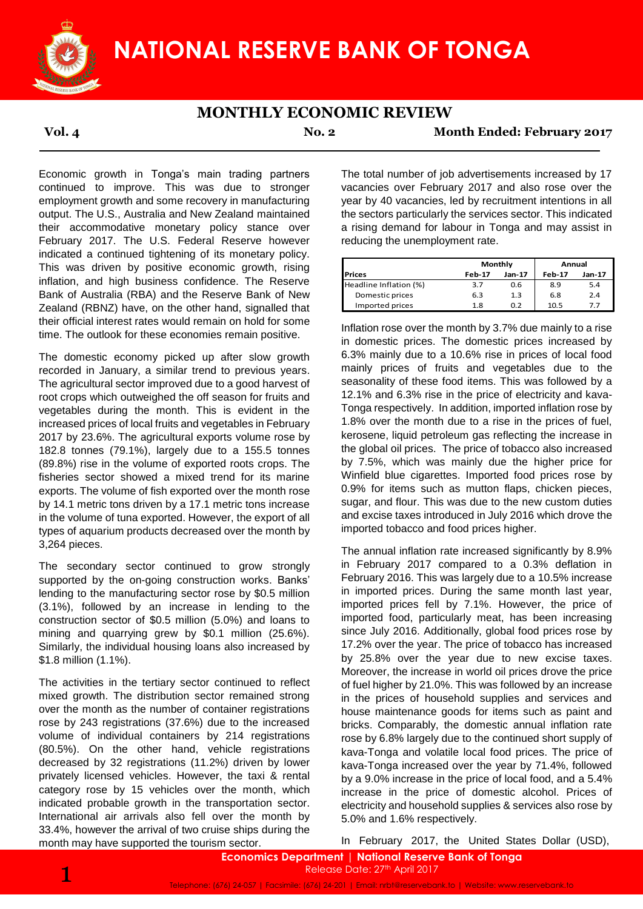# NATIONAL RESERVE BANK OF TONGA

## MONTHLY ECONOMIC REVIEW

**Vol. 4** **No. 2** **Month Ended: February 2017**

Economic growth in Tonga's main trading partners continued to improve. This was due to stronger employment growth and some recovery in manufacturing output. The U.S., Australia and New Zealand maintained their accommodative monetary policy stance over February 2017. The U.S. Federal Reserve however indicated a continued tightening of its monetary policy. This was driven by positive economic growth, rising inflation, and high business confidence. The Reserve Bank of Australia (RBA) and the Reserve Bank of New Zealand (RBNZ) have, on the other hand, signalled that their official interest rates would remain on hold for some time. The outlook for these economies remain positive.

The domestic economy picked up after slow growth recorded in January, a similar trend to previous years. The agricultural sector improved due to a good harvest of root crops which outweighed the off season for fruits and vegetables during the month. This is evident in the increased prices of local fruits and vegetables in February 2017 by 23.6%. The agricultural exports volume rose by 182.8 tonnes (79.1%), largely due to a 155.5 tonnes (89.8%) rise in the volume of exported roots crops. The fisheries sector showed a mixed trend for its marine exports. The volume of fish exported over the month rose by 14.1 metric tons driven by a 17.1 metric tons increase in the volume of tuna exported. However, the export of all types of aquarium products decreased over the month by 3,264 pieces.

The secondary sector continued to grow strongly supported by the on-going construction works. Banks' lending to the manufacturing sector rose by $0.5 million (3.1%), followed by an increase in lending to the construction sector of $0.5 million (5.0%) and loans to mining and quarrying grew by $0.1 million (25.6%). Similarly, the individual housing loans also increased by $1.8 million (1.1%).

The activities in the tertiary sector continued to reflect mixed growth. The distribution sector remained strong over the month as the number of container registrations rose by 243 registrations (37.6%) due to the increased volume of individual containers by 214 registrations (80.5%). On the other hand, vehicle registrations decreased by 32 registrations (11.2%) driven by lower privately licensed vehicles. However, the taxi & rental category rose by 15 vehicles over the month, which indicated probable growth in the transportation sector. International air arrivals also fell over the month by 33.4%, however the arrival of two cruise ships during the month may have supported the tourism sector.

The total number of job advertisements increased by 17 vacancies over February 2017 and also rose over the year by 40 vacancies, led by recruitment intentions in all the sectors particularly the services sector. This indicated a rising demand for labour in Tonga and may assist in reducing the unemployment rate.

| | Monthly | | Annual | |
|---|---|---|---|---|
| **Prices** | **Feb-17** | **Jan-17** | **Feb-17** | **Jan-17** |
| Headline Inflation (%) | 3.7 | 0.6 | 8.9 | 5.4 |
| Domestic prices | 6.3 | 1.3 | 6.8 | 2.4 |
| Imported prices | 1.8 | 0.2 | 10.5 | 7.7 |

Inflation rose over the month by 3.7% due mainly to a rise in domestic prices. The domestic prices increased by 6.3% mainly due to a 10.6% rise in prices of local food mainly prices of fruits and vegetables due to the seasonality of these food items. This was followed by a 12.1% and 6.3% rise in the price of electricity and kava-Tonga respectively. In addition, imported inflation rose by 1.8% over the month due to a rise in the prices of fuel, kerosene, liquid petroleum gas reflecting the increase in the global oil prices. The price of tobacco also increased by 7.5%, which was mainly due the higher price for Winfield blue cigarettes. Imported food prices rose by 0.9% for items such as mutton flaps, chicken pieces, sugar, and flour. This was due to the new custom duties and excise taxes introduced in July 2016 which drove the imported tobacco and food prices higher.

The annual inflation rate increased significantly by 8.9% in February 2017 compared to a 0.3% deflation in February 2016. This was largely due to a 10.5% increase in imported prices. During the same month last year, imported prices fell by 7.1%. However, the price of imported food, particularly meat, has been increasing since July 2016. Additionally, global food prices rose by 17.2% over the year. The price of tobacco has increased by 25.8% over the year due to new excise taxes. Moreover, the increase in world oil prices drove the price of fuel higher by 21.0%. This was followed by an increase in the prices of household supplies and services and house maintenance goods for items such as paint and bricks. Comparably, the domestic annual inflation rate rose by 6.8% largely due to the continued short supply of kava-Tonga and volatile local food prices. The price of kava-Tonga increased over the year by 71.4%, followed by a 9.0% increase in the price of local food, and a 5.4% increase in the price of domestic alcohol. Prices of electricity and household supplies & services also rose by 5.0% and 1.6% respectively.

In February 2017, the United States Dollar (USD),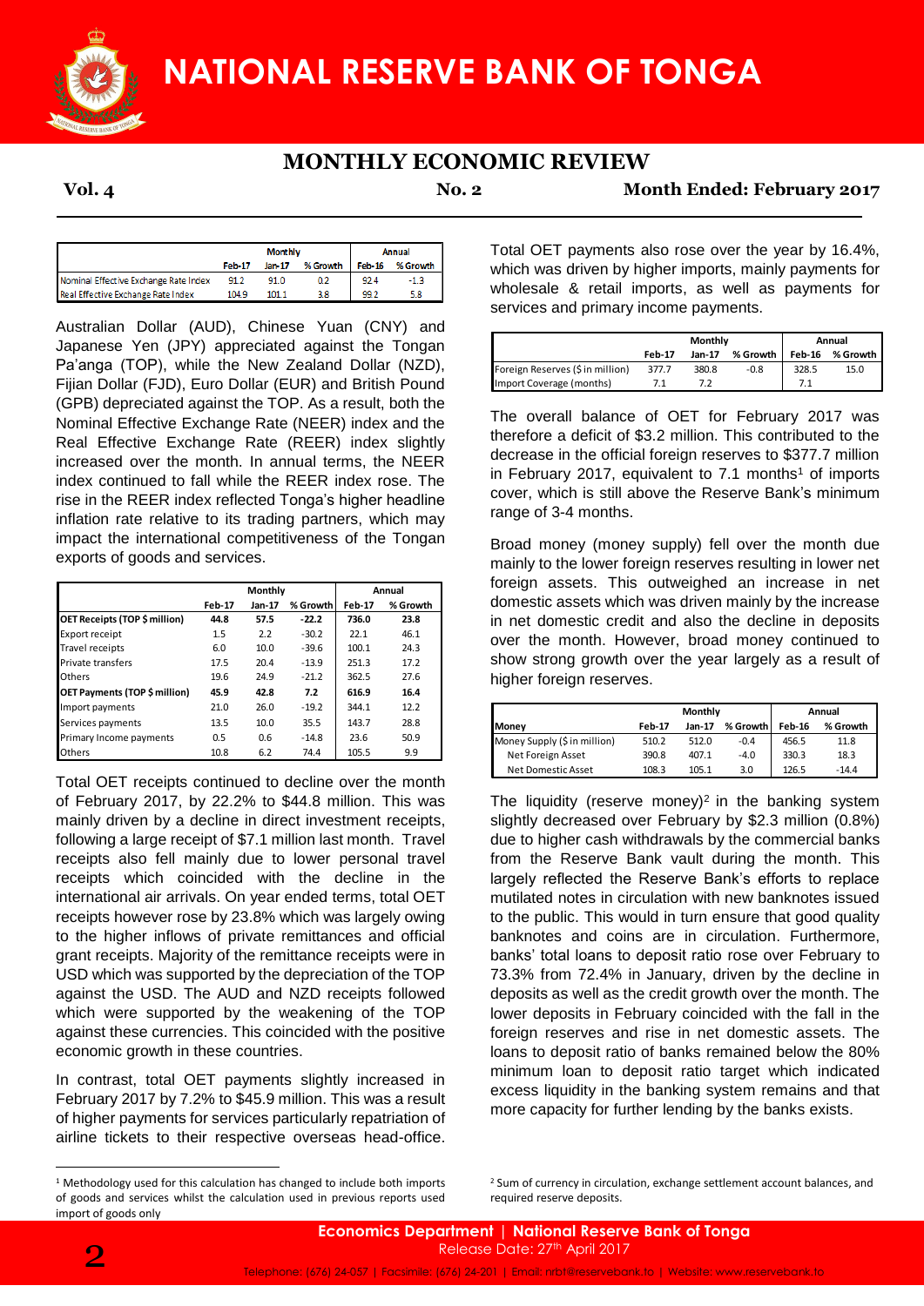|  | Monthly |  |  | Annual |  |
|---|---|---|---|---|---|
|  | Feb-17 | Jan-17 | % Growth | Feb-16 | % Growth |
| Nominal Effective Exchange Rate Index | 91.2 | 91.0 | 0.2 | 92.4 | -1.3 |
| Real Effective Exchange Rate Index | 104.9 | 101.1 | 3.8 | 99.2 | 5.8 |

Australian Dollar (AUD), Chinese Yuan (CNY) and Japanese Yen (JPY) appreciated against the Tongan Pa'anga (TOP), while the New Zealand Dollar (NZD), Fijian Dollar (FJD), Euro Dollar (EUR) and British Pound (GPB) depreciated against the TOP. As a result, both the Nominal Effective Exchange Rate (NEER) index and the Real Effective Exchange Rate (REER) index slightly increased over the month. In annual terms, the NEER index continued to fall while the REER index rose. The rise in the REER index reflected Tonga's higher headline inflation rate relative to its trading partners, which may impact the international competitiveness of the Tongan exports of goods and services.

|  | Monthly |  |  | Annual |  |
|---|---|---|---|---|---|
|  | Feb-17 | Jan-17 | % Growth | Feb-17 | % Growth |
| **OET Receipts (TOP $ million)** | **44.8** | **57.5** | **-22.2** | **736.0** | **23.8** |
| Export receipt | 1.5 | 2.2 | -30.2 | 22.1 | 46.1 |
| Travel receipts | 6.0 | 10.0 | -39.6 | 100.1 | 24.3 |
| Private transfers | 17.5 | 20.4 | -13.9 | 251.3 | 17.2 |
| Others | 19.6 | 24.9 | -21.2 | 362.5 | 27.6 |
| **OET Payments (TOP $ million)** | **45.9** | **42.8** | **7.2** | **616.9** | **16.4** |
| Import payments | 21.0 | 26.0 | -19.2 | 344.1 | 12.2 |
| Services payments | 13.5 | 10.0 | 35.5 | 143.7 | 28.8 |
| Primary Income payments | 0.5 | 0.6 | -14.8 | 23.6 | 50.9 |
| Others | 10.8 | 6.2 | 74.4 | 105.5 | 9.9 |

Total OET receipts continued to decline over the month of February 2017, by 22.2% to $44.8 million. This was mainly driven by a decline in direct investment receipts, following a large receipt of $7.1 million last month. Travel receipts also fell mainly due to lower personal travel receipts which coincided with the decline in the international air arrivals. On year ended terms, total OET receipts however rose by 23.8% which was largely owing to the higher inflows of private remittances and official grant receipts. Majority of the remittance receipts were in USD which was supported by the depreciation of the TOP against the USD. The AUD and NZD receipts followed which were supported by the weakening of the TOP against these currencies. This coincided with the positive economic growth in these countries.

In contrast, total OET payments slightly increased in February 2017 by 7.2% to $45.9 million. This was a result of higher payments for services particularly repatriation of airline tickets to their respective overseas head-office.

Total OET payments also rose over the year by 16.4%, which was driven by higher imports, mainly payments for wholesale & retail imports, as well as payments for services and primary income payments.

|  | Monthly |  |  | Annual |  |
|---|---|---|---|---|---|
|  | Feb-17 | Jan-17 | % Growth | Feb-16 | % Growth |
| Foreign Reserves ($ in million) | 377.7 | 380.8 | -0.8 | 328.5 | 15.0 |
| Import Coverage (months) | 7.1 | 7.2 |  | 7.1 |  |

The overall balance of OET for February 2017 was therefore a deficit of $3.2 million. This contributed to the decrease in the official foreign reserves to $377.7 million in February 2017, equivalent to 7.1 months[1] of imports cover, which is still above the Reserve Bank's minimum range of 3-4 months.

Broad money (money supply) fell over the month due mainly to the lower foreign reserves resulting in lower net foreign assets. This outweighed an increase in net domestic assets which was driven mainly by the increase in net domestic credit and also the decline in deposits over the month. However, broad money continued to show strong growth over the year largely as a result of higher foreign reserves.

|  | Monthly |  |  | Annual |  |
|---|---|---|---|---|---|
| Money | Feb-17 | Jan-17 | % Growth | Feb-16 | % Growth |
| Money Supply ($ in million) | 510.2 | 512.0 | -0.4 | 456.5 | 11.8 |
| Net Foreign Asset | 390.8 | 407.1 | -4.0 | 330.3 | 18.3 |
| Net Domestic Asset | 108.3 | 105.1 | 3.0 | 126.5 | -14.4 |

The liquidity (reserve money)[2] in the banking system slightly decreased over February by $2.3 million (0.8%) due to higher cash withdrawals by the commercial banks from the Reserve Bank vault during the month. This largely reflected the Reserve Bank's efforts to replace mutilated notes in circulation with new banknotes issued to the public. This would in turn ensure that good quality banknotes and coins are in circulation. Furthermore, banks' total loans to deposit ratio rose over February to 73.3% from 72.4% in January, driven by the decline in deposits as well as the credit growth over the month. The lower deposits in February coincided with the fall in the foreign reserves and rise in net domestic assets. The loans to deposit ratio of banks remained below the 80% minimum loan to deposit ratio target which indicated excess liquidity in the banking system remains and that more capacity for further lending by the banks exists.

[1] Methodology used for this calculation has changed to include both imports of goods and services whilst the calculation used in previous reports used import of goods only

[2] Sum of currency in circulation, exchange settlement account balances, and required reserve deposits.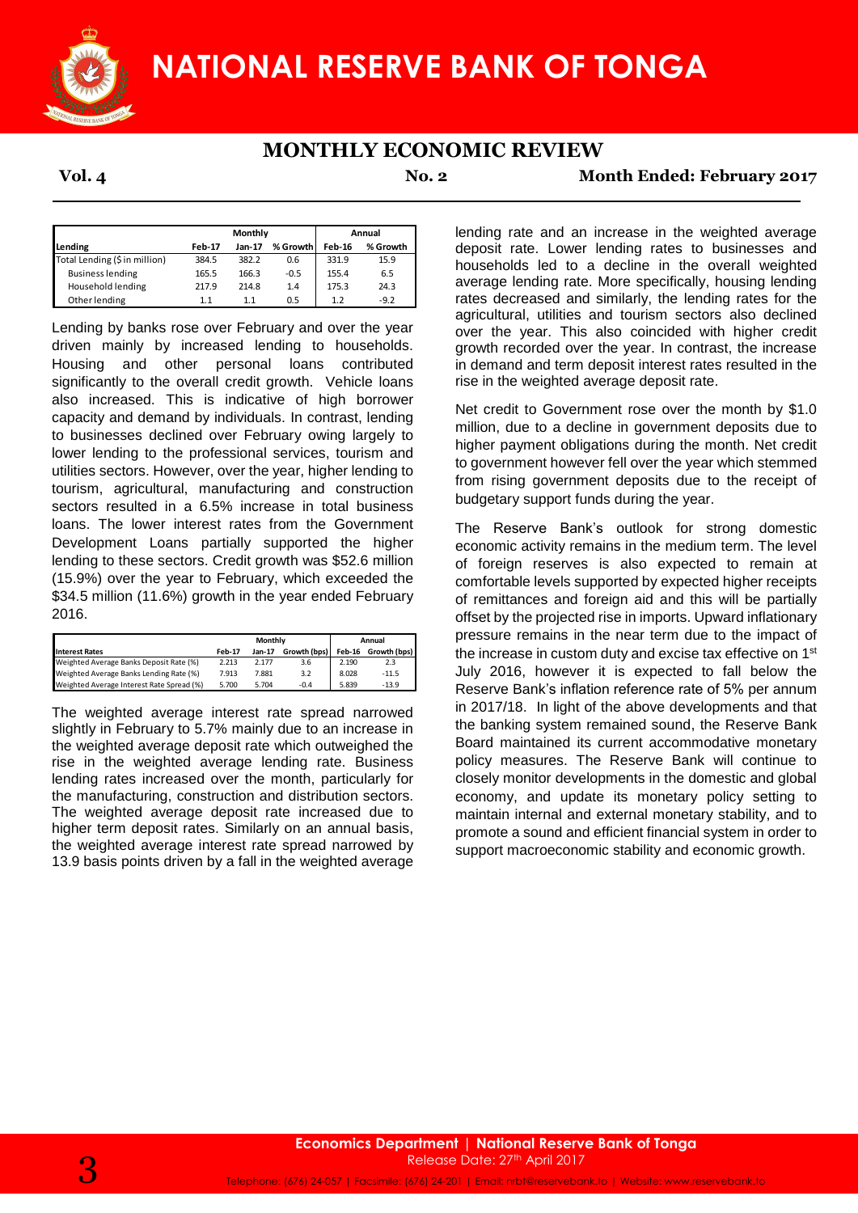# NATIONAL RESERVE BANK OF TONGA

## MONTHLY ECONOMIC REVIEW

**Vol. 4** **No. 2** **Month Ended: February 2017**

| | Monthly | | | Annual | |
|---|---|---|---|---|---|
| **Lending** | **Feb-17** | **Jan-17** | **% Growth** | **Feb-16** | **% Growth** |
| Total Lending ($ in million) | 384.5 | 382.2 | 0.6 | 331.9 | 15.9 |
| Business lending | 165.5 | 166.3 | -0.5 | 155.4 | 6.5 |
| Household lending | 217.9 | 214.8 | 1.4 | 175.3 | 24.3 |
| Other lending | 1.1 | 1.1 | 0.5 | 1.2 | -9.2 |

Lending by banks rose over February and over the year driven mainly by increased lending to households. Housing and other personal loans contributed significantly to the overall credit growth. Vehicle loans also increased. This is indicative of high borrower capacity and demand by individuals. In contrast, lending to businesses declined over February owing largely to lower lending to the professional services, tourism and utilities sectors. However, over the year, higher lending to tourism, agricultural, manufacturing and construction sectors resulted in a 6.5% increase in total business loans. The lower interest rates from the Government Development Loans partially supported the higher lending to these sectors. Credit growth was $52.6 million (15.9%) over the year to February, which exceeded the $34.5 million (11.6%) growth in the year ended February 2016.

| | Monthly | | | Annual | |
|---|---|---|---|---|---|
| **Interest Rates** | **Feb-17** | **Jan-17** | **Growth (bps)** | **Feb-16** | **Growth (bps)** |
| Weighted Average Banks Deposit Rate (%) | 2.213 | 2.177 | 3.6 | 2.190 | 2.3 |
| Weighted Average Banks Lending Rate (%) | 7.913 | 7.881 | 3.2 | 8.028 | -11.5 |
| Weighted Average Interest Rate Spread (%) | 5.700 | 5.704 | -0.4 | 5.839 | -13.9 |

The weighted average interest rate spread narrowed slightly in February to 5.7% mainly due to an increase in the weighted average deposit rate which outweighed the rise in the weighted average lending rate. Business lending rates increased over the month, particularly for the manufacturing, construction and distribution sectors. The weighted average deposit rate increased due to higher term deposit rates. Similarly on an annual basis, the weighted average interest rate spread narrowed by 13.9 basis points driven by a fall in the weighted average lending rate and an increase in the weighted average deposit rate. Lower lending rates to businesses and households led to a decline in the overall weighted average lending rate. More specifically, housing lending rates decreased and similarly, the lending rates for the agricultural, utilities and tourism sectors also declined over the year. This also coincided with higher credit growth recorded over the year. In contrast, the increase in demand and term deposit interest rates resulted in the rise in the weighted average deposit rate.

Net credit to Government rose over the month by $1.0 million, due to a decline in government deposits due to higher payment obligations during the month. Net credit to government however fell over the year which stemmed from rising government deposits due to the receipt of budgetary support funds during the year.

The Reserve Bank's outlook for strong domestic economic activity remains in the medium term. The level of foreign reserves is also expected to remain at comfortable levels supported by expected higher receipts of remittances and foreign aid and this will be partially offset by the projected rise in imports. Upward inflationary pressure remains in the near term due to the impact of the increase in custom duty and excise tax effective on 1st July 2016, however it is expected to fall below the Reserve Bank's inflation reference rate of 5% per annum in 2017/18. In light of the above developments and that the banking system remained sound, the Reserve Bank Board maintained its current accommodative monetary policy measures. The Reserve Bank will continue to closely monitor developments in the domestic and global economy, and update its monetary policy setting to maintain internal and external monetary stability, and to promote a sound and efficient financial system in order to support macroeconomic stability and economic growth.

**Economics Department | National Reserve Bank of Tonga**

Release Date: 27th April 2017

Telephone: (676) 24-057 | Facsimile: (676) 24-201 | Email: nrbt@reservebank.to | Website: www.reservebank.to